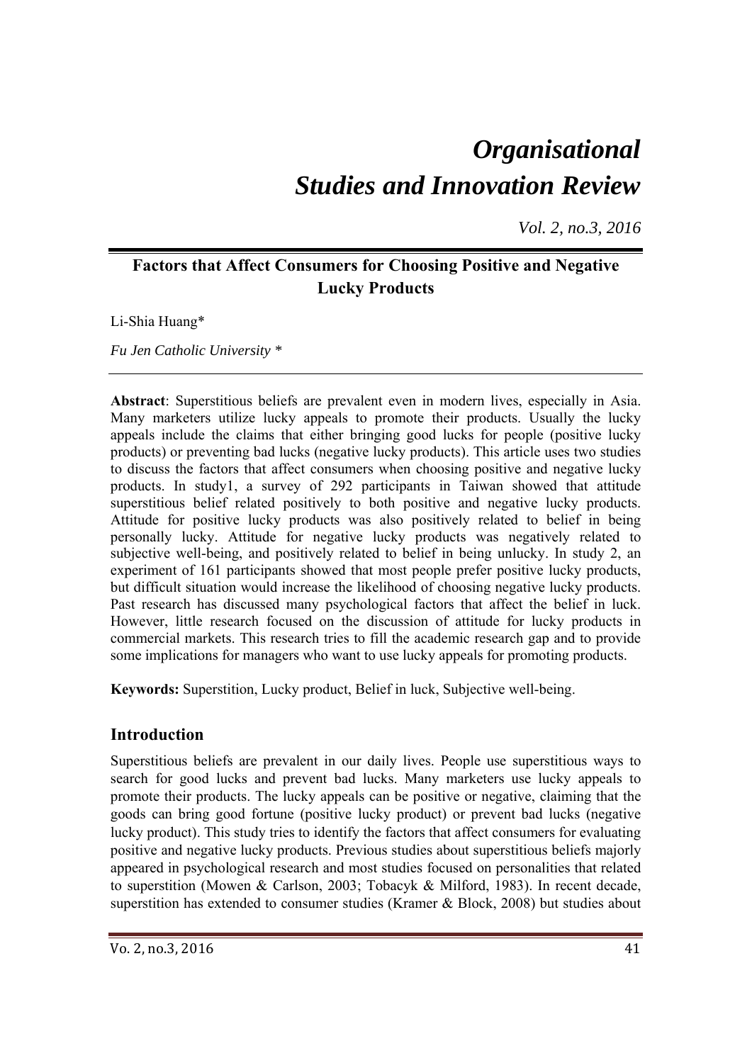# *Organisational Studies and Innovation Review*

*Vol. 2, no.3, 2016*

## Factors that Affect Consumers for Choosing Positive and Negative Lucky Products

Li-Shia Huang*

*Fu Jen Catholic University* *

**Abstract**: Superstitious beliefs are prevalent even in modern lives, especially in Asia. Many marketers utilize lucky appeals to promote their products. Usually the lucky appeals include the claims that either bringing good lucks for people (positive lucky products) or preventing bad lucks (negative lucky products). This article uses two studies to discuss the factors that affect consumers when choosing positive and negative lucky products. In study1, a survey of 292 participants in Taiwan showed that attitude superstitious belief related positively to both positive and negative lucky products. Attitude for positive lucky products was also positively related to belief in being personally lucky. Attitude for negative lucky products was negatively related to subjective well-being, and positively related to belief in being unlucky. In study 2, an experiment of 161 participants showed that most people prefer positive lucky products, but difficult situation would increase the likelihood of choosing negative lucky products. Past research has discussed many psychological factors that affect the belief in luck. However, little research focused on the discussion of attitude for lucky products in commercial markets. This research tries to fill the academic research gap and to provide some implications for managers who want to use lucky appeals for promoting products.

**Keywords:** Superstition, Lucky product, Belief in luck, Subjective well-being.

## Introduction

Superstitious beliefs are prevalent in our daily lives. People use superstitious ways to search for good lucks and prevent bad lucks. Many marketers use lucky appeals to promote their products. The lucky appeals can be positive or negative, claiming that the goods can bring good fortune (positive lucky product) or prevent bad lucks (negative lucky product). This study tries to identify the factors that affect consumers for evaluating positive and negative lucky products. Previous studies about superstitious beliefs majorly appeared in psychological research and most studies focused on personalities that related to superstition (Mowen & Carlson, 2003; Tobacyk & Milford, 1983). In recent decade, superstition has extended to consumer studies (Kramer & Block, 2008) but studies about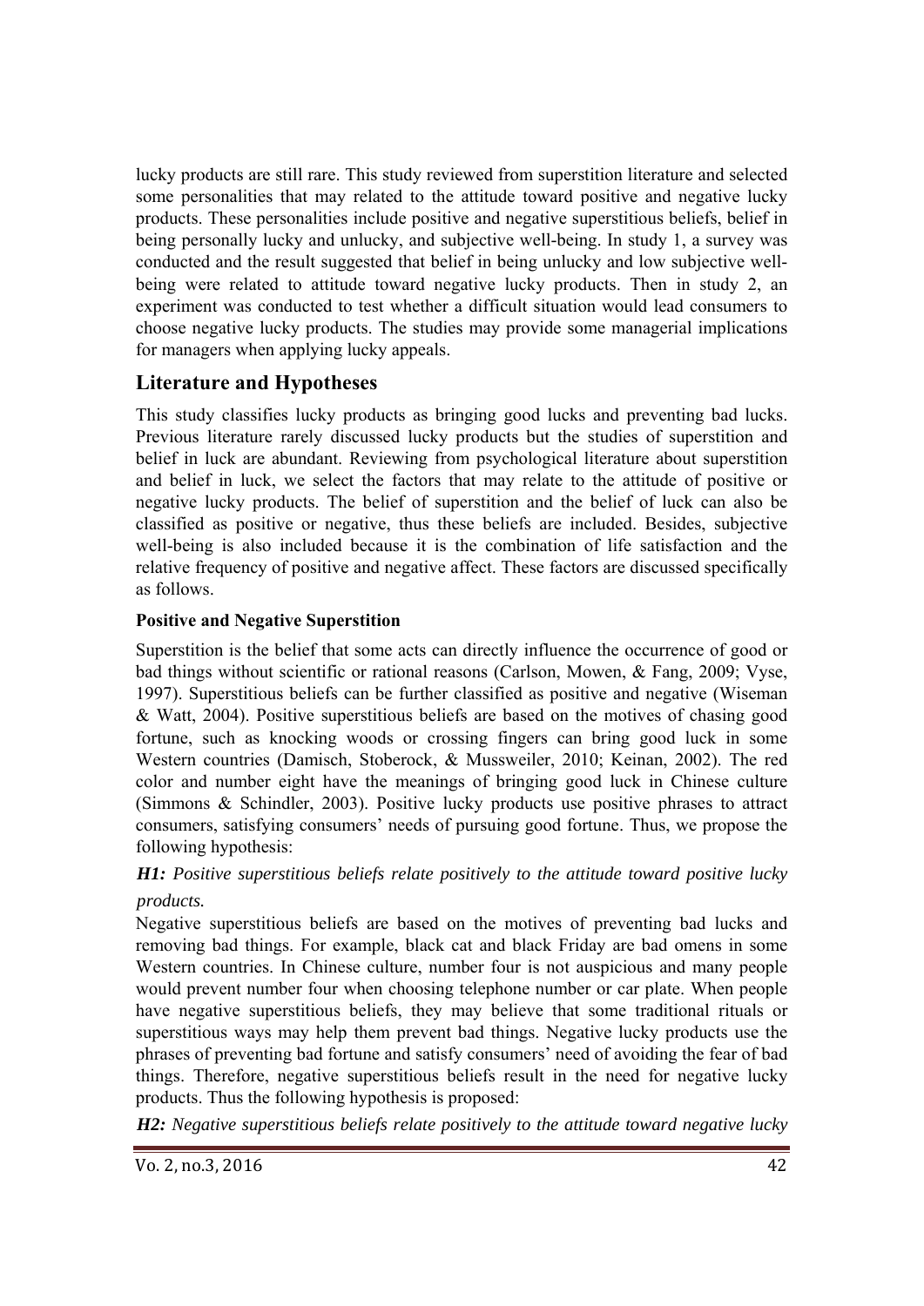lucky products are still rare. This study reviewed from superstition literature and selected some personalities that may related to the attitude toward positive and negative lucky products. These personalities include positive and negative superstitious beliefs, belief in being personally lucky and unlucky, and subjective well-being. In study 1, a survey was conducted and the result suggested that belief in being unlucky and low subjective well-being were related to attitude toward negative lucky products. Then in study 2, an experiment was conducted to test whether a difficult situation would lead consumers to choose negative lucky products. The studies may provide some managerial implications for managers when applying lucky appeals.

## Literature and Hypotheses

This study classifies lucky products as bringing good lucks and preventing bad lucks. Previous literature rarely discussed lucky products but the studies of superstition and belief in luck are abundant. Reviewing from psychological literature about superstition and belief in luck, we select the factors that may relate to the attitude of positive or negative lucky products. The belief of superstition and the belief of luck can also be classified as positive or negative, thus these beliefs are included. Besides, subjective well-being is also included because it is the combination of life satisfaction and the relative frequency of positive and negative affect. These factors are discussed specifically as follows.

### Positive and Negative Superstition

Superstition is the belief that some acts can directly influence the occurrence of good or bad things without scientific or rational reasons (Carlson, Mowen, & Fang, 2009; Vyse, 1997). Superstitious beliefs can be further classified as positive and negative (Wiseman & Watt, 2004). Positive superstitious beliefs are based on the motives of chasing good fortune, such as knocking woods or crossing fingers can bring good luck in some Western countries (Damisch, Stoberock, & Mussweiler, 2010; Keinan, 2002). The red color and number eight have the meanings of bringing good luck in Chinese culture (Simmons & Schindler, 2003). Positive lucky products use positive phrases to attract consumers, satisfying consumers' needs of pursuing good fortune. Thus, we propose the following hypothesis:

***H1:*** *Positive superstitious beliefs relate positively to the attitude toward positive lucky products.*

Negative superstitious beliefs are based on the motives of preventing bad lucks and removing bad things. For example, black cat and black Friday are bad omens in some Western countries. In Chinese culture, number four is not auspicious and many people would prevent number four when choosing telephone number or car plate. When people have negative superstitious beliefs, they may believe that some traditional rituals or superstitious ways may help them prevent bad things. Negative lucky products use the phrases of preventing bad fortune and satisfy consumers' need of avoiding the fear of bad things. Therefore, negative superstitious beliefs result in the need for negative lucky products. Thus the following hypothesis is proposed:

***H2:*** *Negative superstitious beliefs relate positively to the attitude toward negative lucky*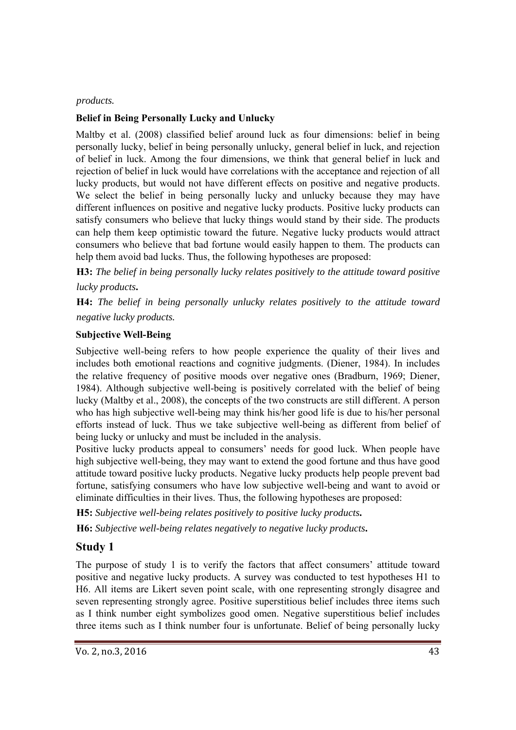*products.*

**Belief in Being Personally Lucky and Unlucky**

Maltby et al. (2008) classified belief around luck as four dimensions: belief in being personally lucky, belief in being personally unlucky, general belief in luck, and rejection of belief in luck. Among the four dimensions, we think that general belief in luck and rejection of belief in luck would have correlations with the acceptance and rejection of all lucky products, but would not have different effects on positive and negative products. We select the belief in being personally lucky and unlucky because they may have different influences on positive and negative lucky products. Positive lucky products can satisfy consumers who believe that lucky things would stand by their side. The products can help them keep optimistic toward the future. Negative lucky products would attract consumers who believe that bad fortune would easily happen to them. The products can help them avoid bad lucks. Thus, the following hypotheses are proposed:

**H3:** *The belief in being personally lucky relates positively to the attitude toward positive lucky products***.**

**H4:** *The belief in being personally unlucky relates positively to the attitude toward negative lucky products.*

**Subjective Well-Being**

Subjective well-being refers to how people experience the quality of their lives and includes both emotional reactions and cognitive judgments. (Diener, 1984). In includes the relative frequency of positive moods over negative ones (Bradburn, 1969; Diener, 1984). Although subjective well-being is positively correlated with the belief of being lucky (Maltby et al., 2008), the concepts of the two constructs are still different. A person who has high subjective well-being may think his/her good life is due to his/her personal efforts instead of luck. Thus we take subjective well-being as different from belief of being lucky or unlucky and must be included in the analysis.

Positive lucky products appeal to consumers' needs for good luck. When people have high subjective well-being, they may want to extend the good fortune and thus have good attitude toward positive lucky products. Negative lucky products help people prevent bad fortune, satisfying consumers who have low subjective well-being and want to avoid or eliminate difficulties in their lives. Thus, the following hypotheses are proposed:

**H5:** *Subjective well-being relates positively to positive lucky products***.**

**H6:** *Subjective well-being relates negatively to negative lucky products***.**

## Study 1

The purpose of study 1 is to verify the factors that affect consumers' attitude toward positive and negative lucky products. A survey was conducted to test hypotheses H1 to H6. All items are Likert seven point scale, with one representing strongly disagree and seven representing strongly agree. Positive superstitious belief includes three items such as I think number eight symbolizes good omen. Negative superstitious belief includes three items such as I think number four is unfortunate. Belief of being personally lucky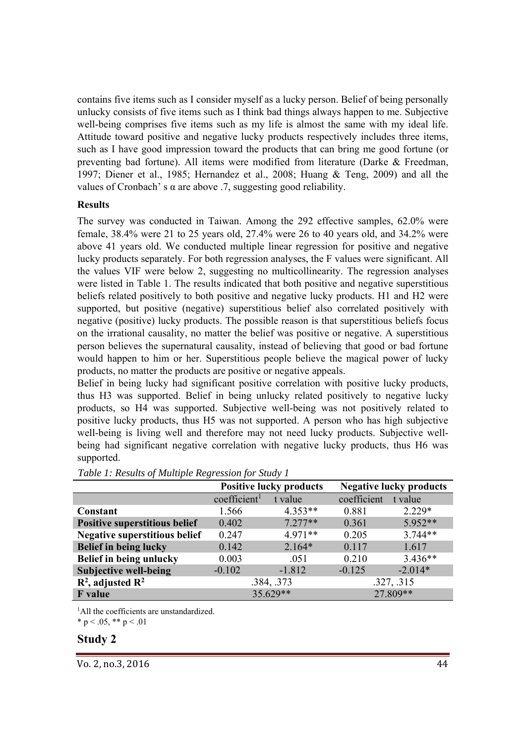contains five items such as I consider myself as a lucky person. Belief of being personally unlucky consists of five items such as I think bad things always happen to me. Subjective well-being comprises five items such as my life is almost the same with my ideal life. Attitude toward positive and negative lucky products respectively includes three items, such as I have good impression toward the products that can bring me good fortune (or preventing bad fortune). All items were modified from literature (Darke & Freedman, 1997; Diener et al., 1985; Hernandez et al., 2008; Huang & Teng, 2009) and all the values of Cronbach' s α are above .7, suggesting good reliability.

**Results**

The survey was conducted in Taiwan. Among the 292 effective samples, 62.0% were female, 38.4% were 21 to 25 years old, 27.4% were 26 to 40 years old, and 34.2% were above 41 years old. We conducted multiple linear regression for positive and negative lucky products separately. For both regression analyses, the F values were significant. All the values VIF were below 2, suggesting no multicollinearity. The regression analyses were listed in Table 1. The results indicated that both positive and negative superstitious beliefs related positively to both positive and negative lucky products. H1 and H2 were supported, but positive (negative) superstitious belief also correlated positively with negative (positive) lucky products. The possible reason is that superstitious beliefs focus on the irrational causality, no matter the belief was positive or negative. A superstitious person believes the supernatural causality, instead of believing that good or bad fortune would happen to him or her. Superstitious people believe the magical power of lucky products, no matter the products are positive or negative appeals.

Belief in being lucky had significant positive correlation with positive lucky products, thus H3 was supported. Belief in being unlucky related positively to negative lucky products, so H4 was supported. Subjective well-being was not positively related to positive lucky products, thus H5 was not supported. A person who has high subjective well-being is living well and therefore may not need lucky products. Subjective well-being had significant negative correlation with negative lucky products, thus H6 was supported.

*Table 1: Results of Multiple Regression for Study 1*

| | **Positive lucky products** | | **Negative lucky products** | |
|---|---|---|---|---|
| | coefficient[1] | t value | coefficient | t value |
| **Constant** | 1.566 | 4.353** | 0.881 | 2.229* |
| **Positive superstitious belief** | 0.402 | 7.277** | 0.361 | 5.952** |
| **Negative superstitious belief** | 0.247 | 4.971** | 0.205 | 3.744** |
| **Belief in being lucky** | 0.142 | 2.164* | 0.117 | 1.617 |
| **Belief in being unlucky** | 0.003 | .051 | 0.210 | 3.436** |
| **Subjective well-being** | -0.102 | -1.812 | -0.125 | -2.014* |
| **$R^2$, adjusted $R^2$** | .384, .373 | | .327, .315 | |
| **F value** | 35.629** | | 27.809** | |

[1]All the coefficients are unstandardized.

* $p < .05$, ** $p < .01$

## Study 2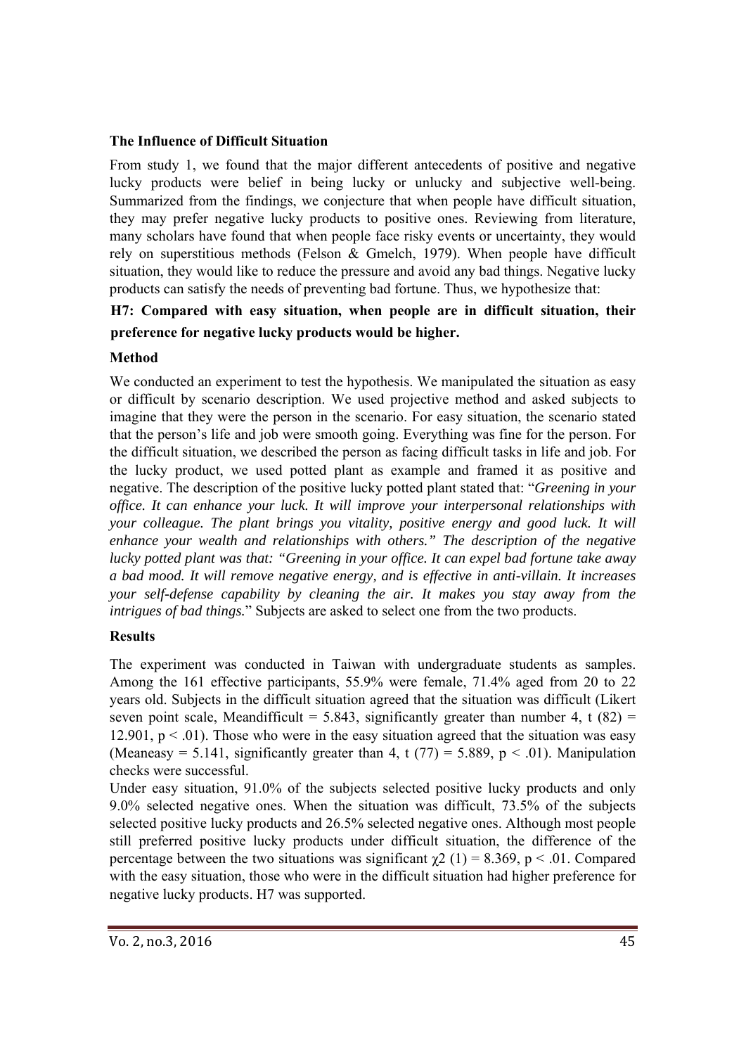### The Influence of Difficult Situation

From study 1, we found that the major different antecedents of positive and negative lucky products were belief in being lucky or unlucky and subjective well-being. Summarized from the findings, we conjecture that when people have difficult situation, they may prefer negative lucky products to positive ones. Reviewing from literature, many scholars have found that when people face risky events or uncertainty, they would rely on superstitious methods (Felson & Gmelch, 1979). When people have difficult situation, they would like to reduce the pressure and avoid any bad things. Negative lucky products can satisfy the needs of preventing bad fortune. Thus, we hypothesize that:

**H7: Compared with easy situation, when people are in difficult situation, their preference for negative lucky products would be higher.**

### Method

We conducted an experiment to test the hypothesis. We manipulated the situation as easy or difficult by scenario description. We used projective method and asked subjects to imagine that they were the person in the scenario. For easy situation, the scenario stated that the person's life and job were smooth going. Everything was fine for the person. For the difficult situation, we described the person as facing difficult tasks in life and job. For the lucky product, we used potted plant as example and framed it as positive and negative. The description of the positive lucky potted plant stated that: "*Greening in your office. It can enhance your luck. It will improve your interpersonal relationships with your colleague. The plant brings you vitality, positive energy and good luck. It will enhance your wealth and relationships with others." The description of the negative lucky potted plant was that: "Greening in your office. It can expel bad fortune take away a bad mood. It will remove negative energy, and is effective in anti-villain. It increases your self-defense capability by cleaning the air. It makes you stay away from the intrigues of bad things.*" Subjects are asked to select one from the two products.

### Results

The experiment was conducted in Taiwan with undergraduate students as samples. Among the 161 effective participants, 55.9% were female, 71.4% aged from 20 to 22 years old. Subjects in the difficult situation agreed that the situation was difficult (Likert seven point scale, $Mean_{difficult} = 5.843$, significantly greater than number 4, $t(82) = 12.901$, $p < .01$). Those who were in the easy situation agreed that the situation was easy ($Mean_{easy} = 5.141$, significantly greater than 4, $t(77) = 5.889$, $p < .01$). Manipulation checks were successful.

Under easy situation, 91.0% of the subjects selected positive lucky products and only 9.0% selected negative ones. When the situation was difficult, 73.5% of the subjects selected positive lucky products and 26.5% selected negative ones. Although most people still preferred positive lucky products under difficult situation, the difference of the percentage between the two situations was significant $\chi^2(1) = 8.369$, $p < .01$. Compared with the easy situation, those who were in the difficult situation had higher preference for negative lucky products. H7 was supported.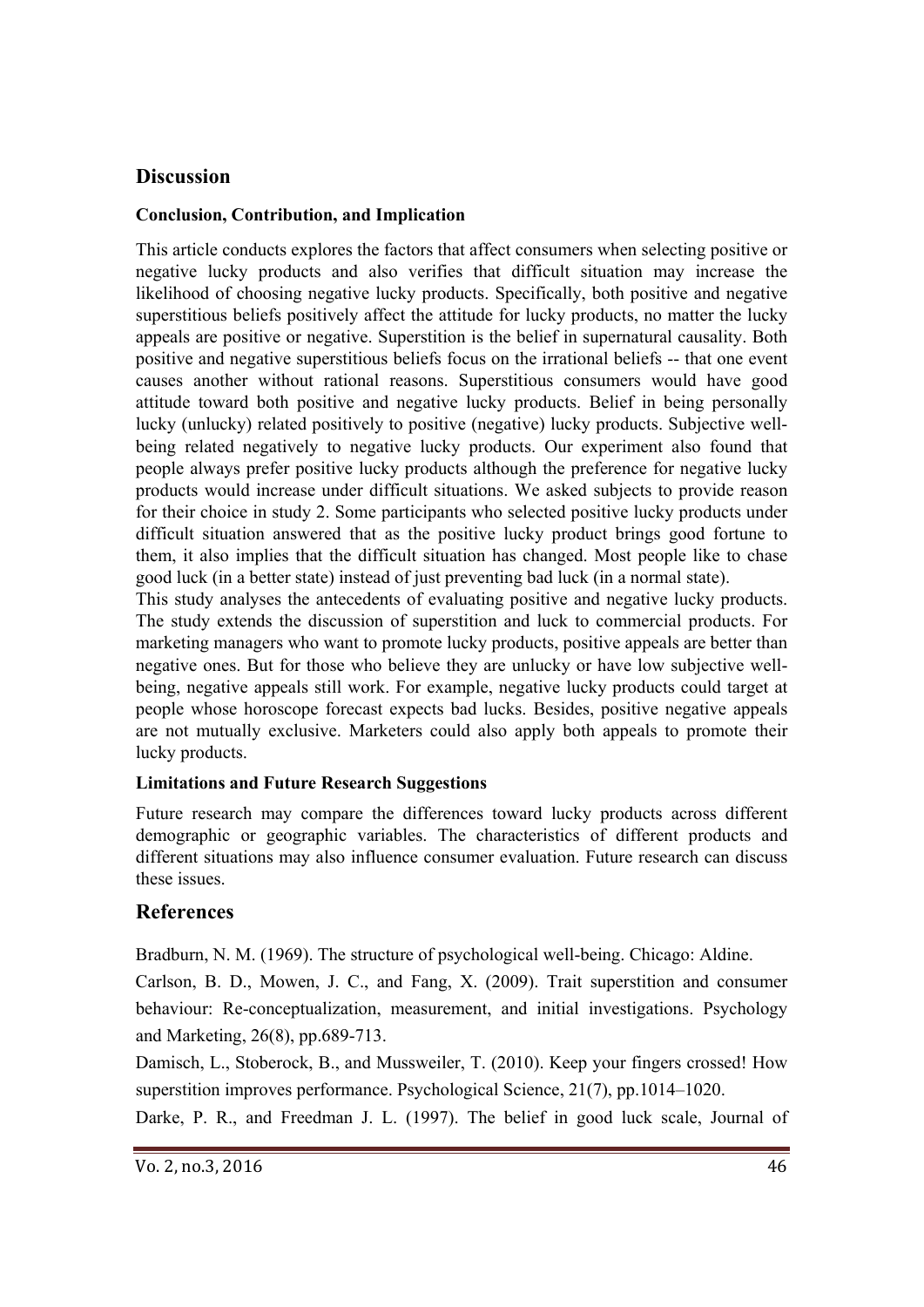## Discussion

### Conclusion, Contribution, and Implication

This article conducts explores the factors that affect consumers when selecting positive or negative lucky products and also verifies that difficult situation may increase the likelihood of choosing negative lucky products. Specifically, both positive and negative superstitious beliefs positively affect the attitude for lucky products, no matter the lucky appeals are positive or negative. Superstition is the belief in supernatural causality. Both positive and negative superstitious beliefs focus on the irrational beliefs -- that one event causes another without rational reasons. Superstitious consumers would have good attitude toward both positive and negative lucky products. Belief in being personally lucky (unlucky) related positively to positive (negative) lucky products. Subjective well-being related negatively to negative lucky products. Our experiment also found that people always prefer positive lucky products although the preference for negative lucky products would increase under difficult situations. We asked subjects to provide reason for their choice in study 2. Some participants who selected positive lucky products under difficult situation answered that as the positive lucky product brings good fortune to them, it also implies that the difficult situation has changed. Most people like to chase good luck (in a better state) instead of just preventing bad luck (in a normal state).

This study analyses the antecedents of evaluating positive and negative lucky products. The study extends the discussion of superstition and luck to commercial products. For marketing managers who want to promote lucky products, positive appeals are better than negative ones. But for those who believe they are unlucky or have low subjective well-being, negative appeals still work. For example, negative lucky products could target at people whose horoscope forecast expects bad lucks. Besides, positive negative appeals are not mutually exclusive. Marketers could also apply both appeals to promote their lucky products.

### Limitations and Future Research Suggestions

Future research may compare the differences toward lucky products across different demographic or geographic variables. The characteristics of different products and different situations may also influence consumer evaluation. Future research can discuss these issues.

## References

Bradburn, N. M. (1969). The structure of psychological well-being. Chicago: Aldine.

Carlson, B. D., Mowen, J. C., and Fang, X. (2009). Trait superstition and consumer behaviour: Re-conceptualization, measurement, and initial investigations. Psychology and Marketing, 26(8), pp.689-713.

Damisch, L., Stoberock, B., and Mussweiler, T. (2010). Keep your fingers crossed! How superstition improves performance. Psychological Science, 21(7), pp.1014–1020.

Darke, P. R., and Freedman J. L. (1997). The belief in good luck scale, Journal of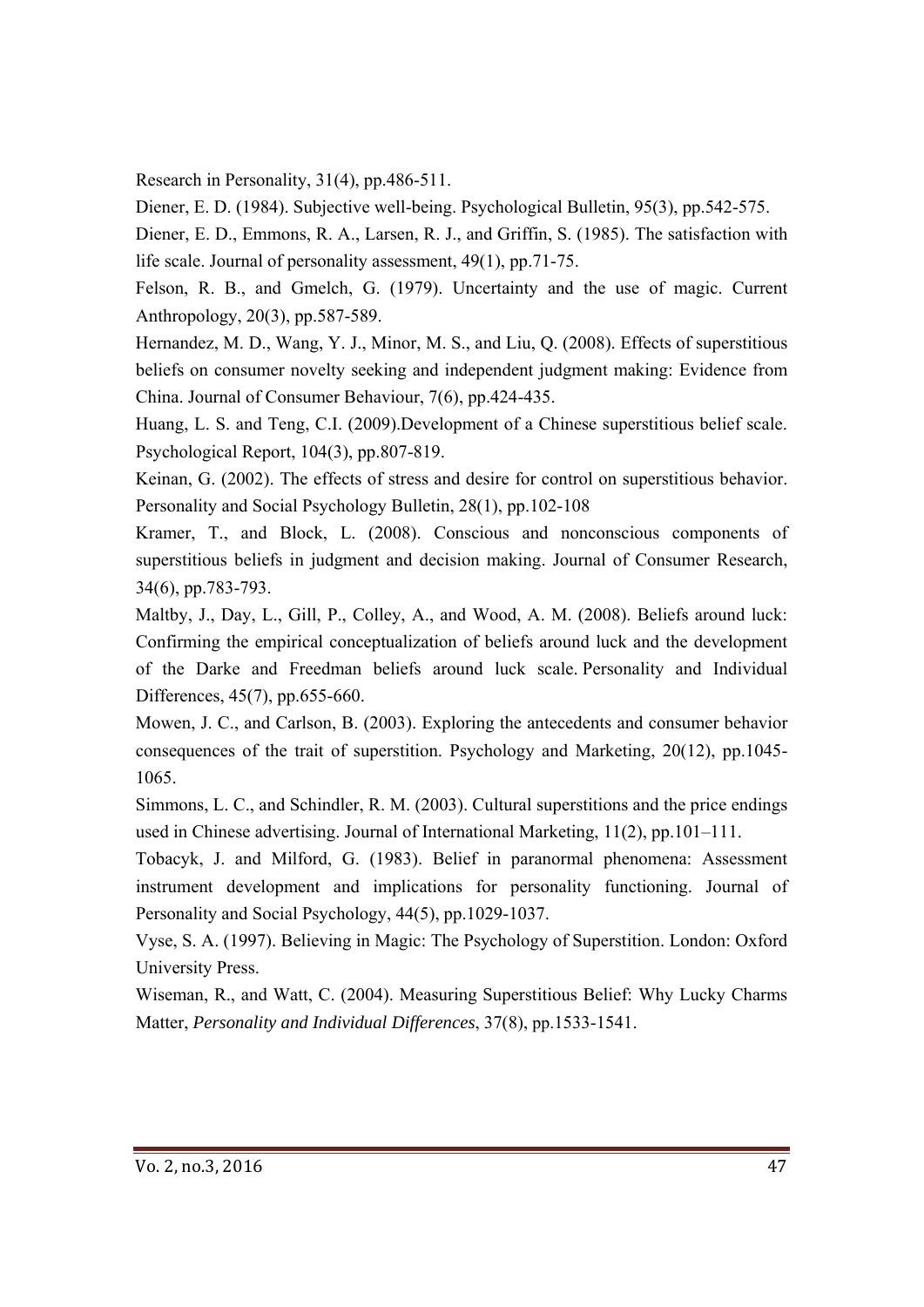Research in Personality, 31(4), pp.486-511.

Diener, E. D. (1984). Subjective well-being. Psychological Bulletin, 95(3), pp.542-575.

Diener, E. D., Emmons, R. A., Larsen, R. J., and Griffin, S. (1985). The satisfaction with life scale. Journal of personality assessment, 49(1), pp.71-75.

Felson, R. B., and Gmelch, G. (1979). Uncertainty and the use of magic. Current Anthropology, 20(3), pp.587-589.

Hernandez, M. D., Wang, Y. J., Minor, M. S., and Liu, Q. (2008). Effects of superstitious beliefs on consumer novelty seeking and independent judgment making: Evidence from China. Journal of Consumer Behaviour, 7(6), pp.424-435.

Huang, L. S. and Teng, C.I. (2009).Development of a Chinese superstitious belief scale. Psychological Report, 104(3), pp.807-819.

Keinan, G. (2002). The effects of stress and desire for control on superstitious behavior. Personality and Social Psychology Bulletin, 28(1), pp.102-108

Kramer, T., and Block, L. (2008). Conscious and nonconscious components of superstitious beliefs in judgment and decision making. Journal of Consumer Research, 34(6), pp.783-793.

Maltby, J., Day, L., Gill, P., Colley, A., and Wood, A. M. (2008). Beliefs around luck: Confirming the empirical conceptualization of beliefs around luck and the development of the Darke and Freedman beliefs around luck scale. Personality and Individual Differences, 45(7), pp.655-660.

Mowen, J. C., and Carlson, B. (2003). Exploring the antecedents and consumer behavior consequences of the trait of superstition. Psychology and Marketing, 20(12), pp.1045-1065.

Simmons, L. C., and Schindler, R. M. (2003). Cultural superstitions and the price endings used in Chinese advertising. Journal of International Marketing, 11(2), pp.101–111.

Tobacyk, J. and Milford, G. (1983). Belief in paranormal phenomena: Assessment instrument development and implications for personality functioning. Journal of Personality and Social Psychology, 44(5), pp.1029-1037.

Vyse, S. A. (1997). Believing in Magic: The Psychology of Superstition. London: Oxford University Press.

Wiseman, R., and Watt, C. (2004). Measuring Superstitious Belief: Why Lucky Charms Matter, *Personality and Individual Differences*, 37(8), pp.1533-1541.